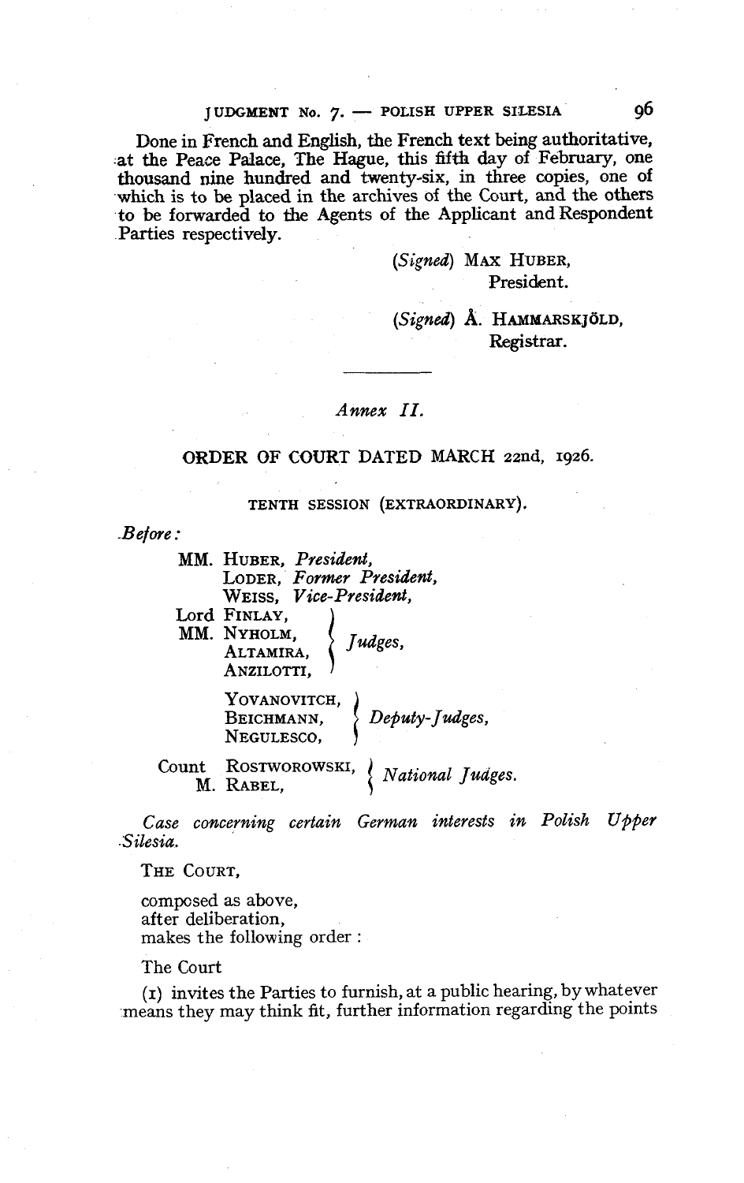Done in French and English, the French text being authoritative, at the Peace Palace, The Hague, this fifth day of February, one thousand nine hundred and twenty-six, in three copies, one of which is to be placed in the archives of the Court, and the others to be forwarded to the Agents of the Applicant and Respondent Parties respectively.

(*Signed*) MAX HUBER,
President.

(*Signed*) Å. HAMMARSKJÖLD,
Registrar.

---

*Annex II.*

## ORDER OF COURT DATED MARCH 22nd, 1926.

TENTH SESSION (EXTRAORDINARY).

*Before:*

MM. HUBER, *President*,
LODER, *Former President*,
WEISS, *Vice-President*,
Lord FINLAY,
MM. NYHOLM,
ALTAMIRA,
ANZILOTTI, *Judges*,

YOVANOVITCH,
BEICHMANN,
NEGULESCO, *Deputy-Judges*,

Count ROSTWOROWSKI,
M. RABEL, *National Judges*.

*Case concerning certain German interests in Polish Upper Silesia.*

THE COURT,

composed as above,
after deliberation,
makes the following order:

The Court

(1) invites the Parties to furnish, at a public hearing, by whatever means they may think fit, further information regarding the points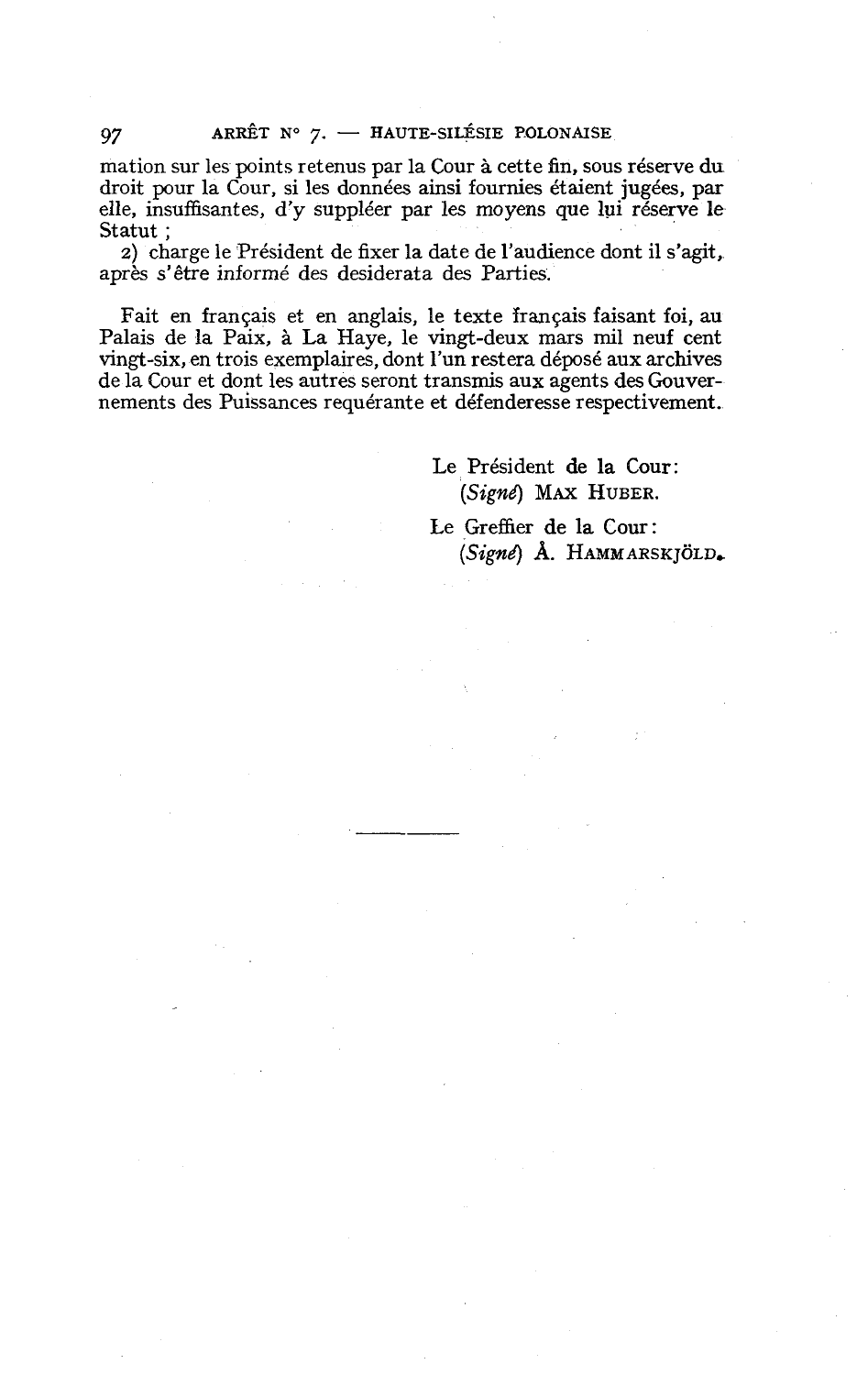mation sur les points retenus par la Cour à cette fin, sous réserve du droit pour la Cour, si les données ainsi fournies étaient jugées, par elle, insuffisantes, d'y suppléer par les moyens que lui réserve le Statut ;

2) charge le Président de fixer la date de l'audience dont il s'agit, après s'être informé des desiderata des Parties.

Fait en français et en anglais, le texte français faisant foi, au Palais de la Paix, à La Haye, le vingt-deux mars mil neuf cent vingt-six, en trois exemplaires, dont l'un restera déposé aux archives de la Cour et dont les autres seront transmis aux agents des Gouvernements des Puissances requérante et défenderesse respectivement.

Le Président de la Cour:
(*Signé*) MAX HUBER.

Le Greffier de la Cour:
(*Signé*) Å. HAMMARSKJÖLD.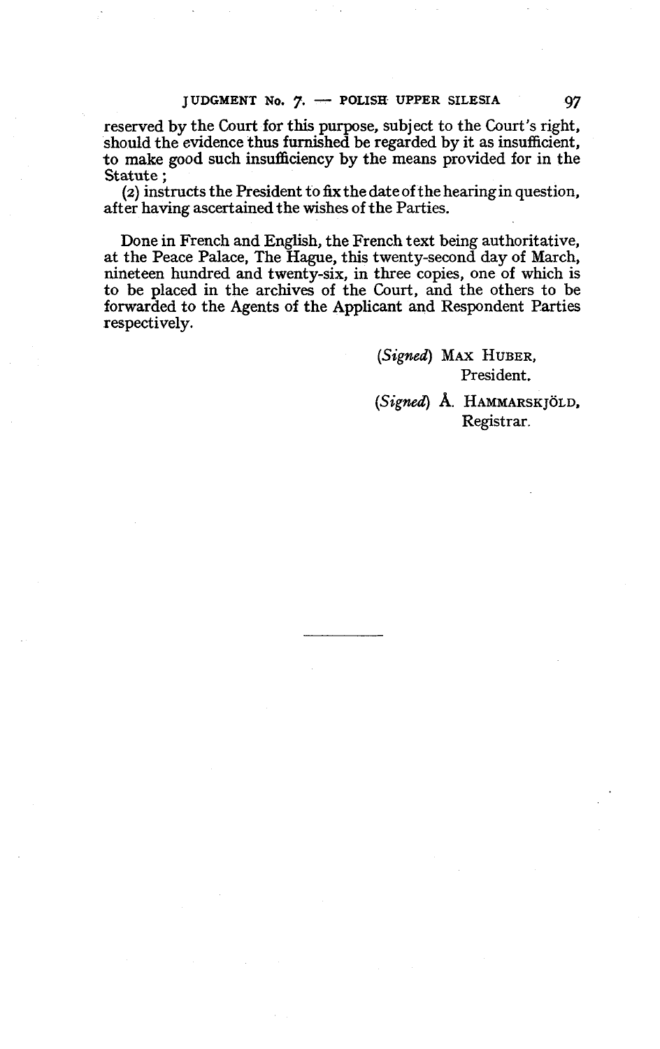reserved by the Court for this purpose, subject to the Court's right, should the evidence thus furnished be regarded by it as insufficient, to make good such insufficiency by the means provided for in the Statute ;

(2) instructs the President to fix the date of the hearing in question, after having ascertained the wishes of the Parties.

Done in French and English, the French text being authoritative, at the Peace Palace, The Hague, this twenty-second day of March, nineteen hundred and twenty-six, in three copies, one of which is to be placed in the archives of the Court, and the others to be forwarded to the Agents of the Applicant and Respondent Parties respectively.

(*Signed*) MAX HUBER,
President.

(*Signed*) Å. HAMMARSKJÖLD,
Registrar.